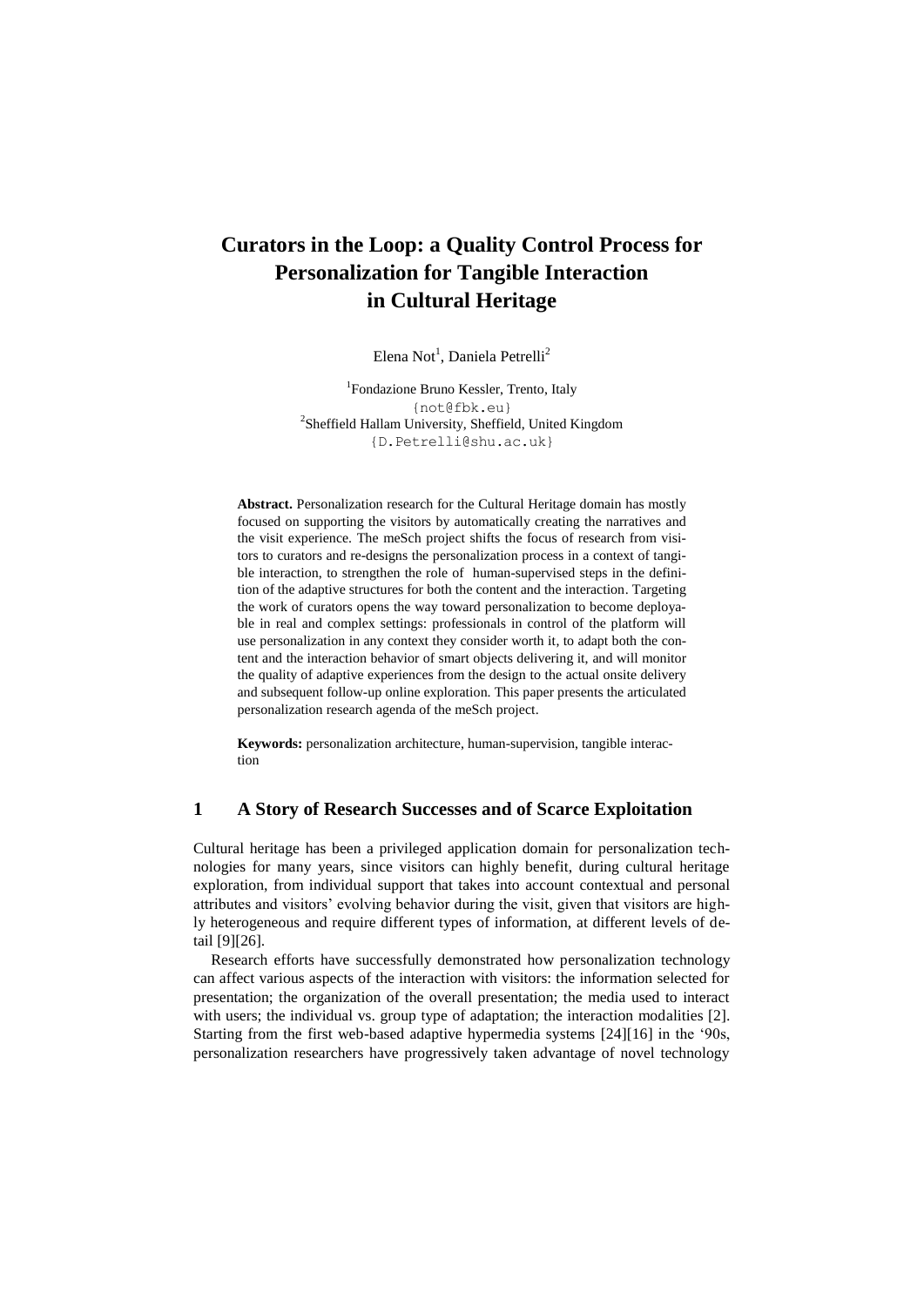# Curators in the Loop: a Quality Control Process for Personalization for Tangible Interaction in Cultural Heritage

Elena Not[1], Daniela Petrelli[2]

[1]Fondazione Bruno Kessler, Trento, Italy
{not@fbk.eu}
[2]Sheffield Hallam University, Sheffield, United Kingdom
{D.Petrelli@shu.ac.uk}

**Abstract.** Personalization research for the Cultural Heritage domain has mostly focused on supporting the visitors by automatically creating the narratives and the visit experience. The meSch project shifts the focus of research from visitors to curators and re-designs the personalization process in a context of tangible interaction, to strengthen the role of human-supervised steps in the definition of the adaptive structures for both the content and the interaction. Targeting the work of curators opens the way toward personalization to become deployable in real and complex settings: professionals in control of the platform will use personalization in any context they consider worth it, to adapt both the content and the interaction behavior of smart objects delivering it, and will monitor the quality of adaptive experiences from the design to the actual onsite delivery and subsequent follow-up online exploration. This paper presents the articulated personalization research agenda of the meSch project.

**Keywords:** personalization architecture, human-supervision, tangible interaction

## 1 A Story of Research Successes and of Scarce Exploitation

Cultural heritage has been a privileged application domain for personalization technologies for many years, since visitors can highly benefit, during cultural heritage exploration, from individual support that takes into account contextual and personal attributes and visitors' evolving behavior during the visit, given that visitors are highly heterogeneous and require different types of information, at different levels of detail [9][26].

Research efforts have successfully demonstrated how personalization technology can affect various aspects of the interaction with visitors: the information selected for presentation; the organization of the overall presentation; the media used to interact with users; the individual vs. group type of adaptation; the interaction modalities [2]. Starting from the first web-based adaptive hypermedia systems [24][16] in the '90s, personalization researchers have progressively taken advantage of novel technology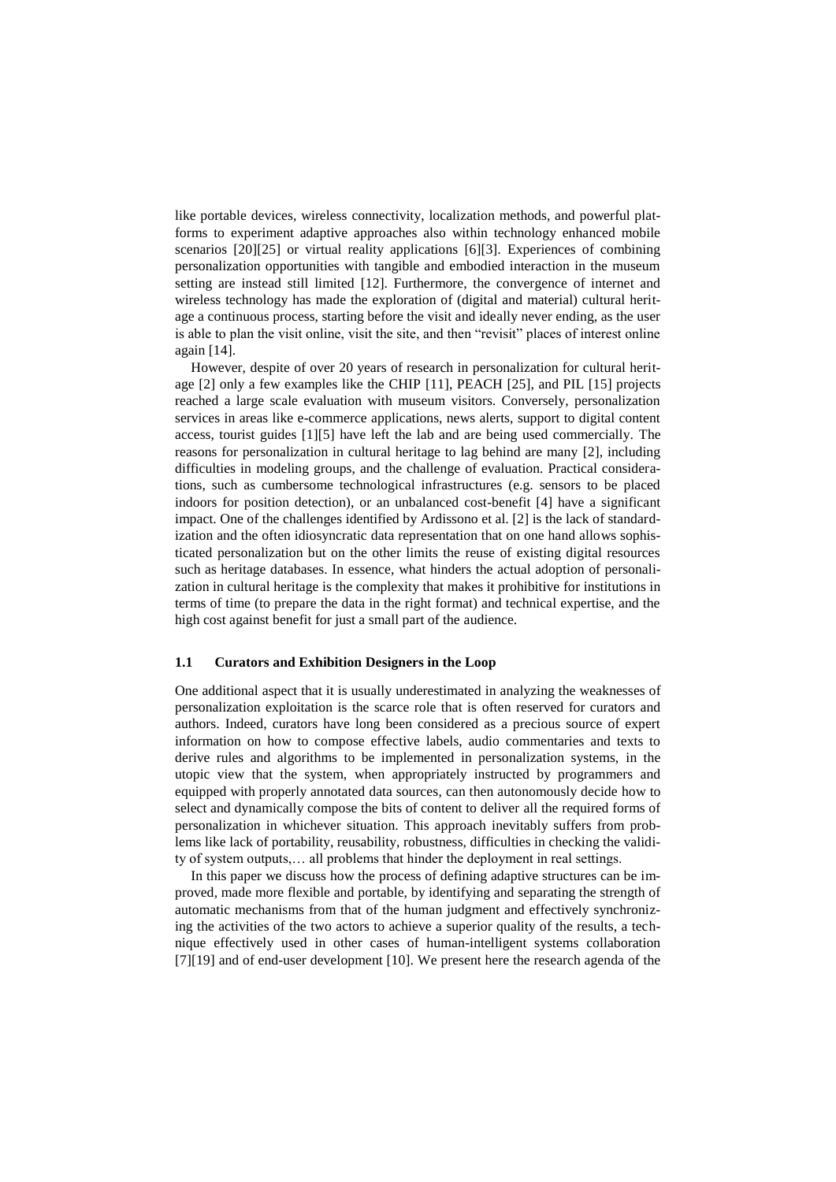like portable devices, wireless connectivity, localization methods, and powerful platforms to experiment adaptive approaches also within technology enhanced mobile scenarios [20][25] or virtual reality applications [6][3]. Experiences of combining personalization opportunities with tangible and embodied interaction in the museum setting are instead still limited [12]. Furthermore, the convergence of internet and wireless technology has made the exploration of (digital and material) cultural heritage a continuous process, starting before the visit and ideally never ending, as the user is able to plan the visit online, visit the site, and then "revisit" places of interest online again [14].

However, despite of over 20 years of research in personalization for cultural heritage [2] only a few examples like the CHIP [11], PEACH [25], and PIL [15] projects reached a large scale evaluation with museum visitors. Conversely, personalization services in areas like e-commerce applications, news alerts, support to digital content access, tourist guides [1][5] have left the lab and are being used commercially. The reasons for personalization in cultural heritage to lag behind are many [2], including difficulties in modeling groups, and the challenge of evaluation. Practical considerations, such as cumbersome technological infrastructures (e.g. sensors to be placed indoors for position detection), or an unbalanced cost-benefit [4] have a significant impact. One of the challenges identified by Ardissono et al. [2] is the lack of standardization and the often idiosyncratic data representation that on one hand allows sophisticated personalization but on the other limits the reuse of existing digital resources such as heritage databases. In essence, what hinders the actual adoption of personalization in cultural heritage is the complexity that makes it prohibitive for institutions in terms of time (to prepare the data in the right format) and technical expertise, and the high cost against benefit for just a small part of the audience.

### 1.1 Curators and Exhibition Designers in the Loop

One additional aspect that it is usually underestimated in analyzing the weaknesses of personalization exploitation is the scarce role that is often reserved for curators and authors. Indeed, curators have long been considered as a precious source of expert information on how to compose effective labels, audio commentaries and texts to derive rules and algorithms to be implemented in personalization systems, in the utopic view that the system, when appropriately instructed by programmers and equipped with properly annotated data sources, can then autonomously decide how to select and dynamically compose the bits of content to deliver all the required forms of personalization in whichever situation. This approach inevitably suffers from problems like lack of portability, reusability, robustness, difficulties in checking the validity of system outputs,… all problems that hinder the deployment in real settings.

In this paper we discuss how the process of defining adaptive structures can be improved, made more flexible and portable, by identifying and separating the strength of automatic mechanisms from that of the human judgment and effectively synchronizing the activities of the two actors to achieve a superior quality of the results, a technique effectively used in other cases of human-intelligent systems collaboration [7][19] and of end-user development [10]. We present here the research agenda of the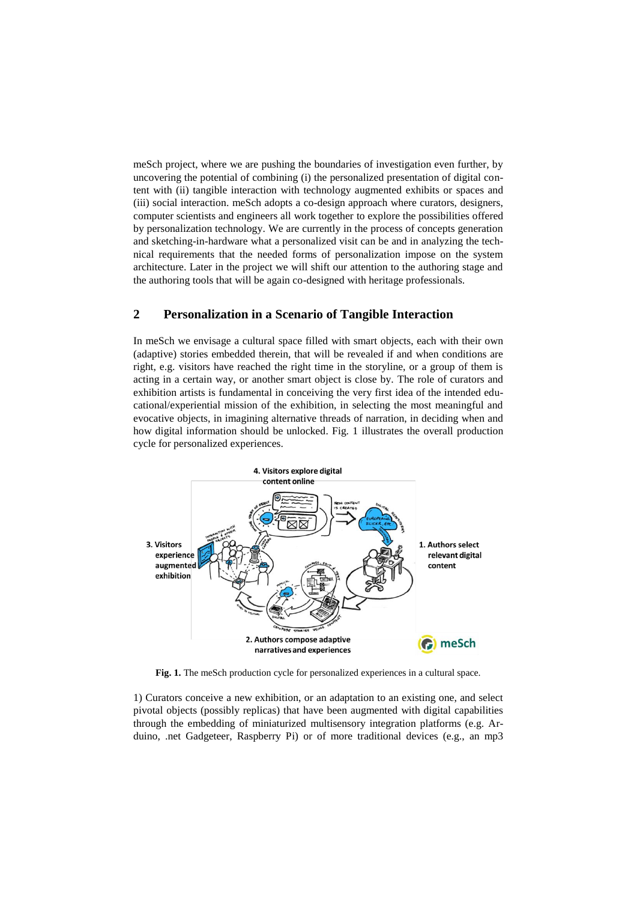meSch project, where we are pushing the boundaries of investigation even further, by uncovering the potential of combining (i) the personalized presentation of digital content with (ii) tangible interaction with technology augmented exhibits or spaces and (iii) social interaction. meSch adopts a co-design approach where curators, designers, computer scientists and engineers all work together to explore the possibilities offered by personalization technology. We are currently in the process of concepts generation and sketching-in-hardware what a personalized visit can be and in analyzing the technical requirements that the needed forms of personalization impose on the system architecture. Later in the project we will shift our attention to the authoring stage and the authoring tools that will be again co-designed with heritage professionals.

## 2 Personalization in a Scenario of Tangible Interaction

In meSch we envisage a cultural space filled with smart objects, each with their own (adaptive) stories embedded therein, that will be revealed if and when conditions are right, e.g. visitors have reached the right time in the storyline, or a group of them is acting in a certain way, or another smart object is close by. The role of curators and exhibition artists is fundamental in conceiving the very first idea of the intended educational/experiential mission of the exhibition, in selecting the most meaningful and evocative objects, in imagining alternative threads of narration, in deciding when and how digital information should be unlocked. Fig. 1 illustrates the overall production cycle for personalized experiences.

**Fig. 1.** The meSch production cycle for personalized experiences in a cultural space.

1) Curators conceive a new exhibition, or an adaptation to an existing one, and select pivotal objects (possibly replicas) that have been augmented with digital capabilities through the embedding of miniaturized multisensory integration platforms (e.g. Arduino, .net Gadgeteer, Raspberry Pi) or of more traditional devices (e.g., an mp3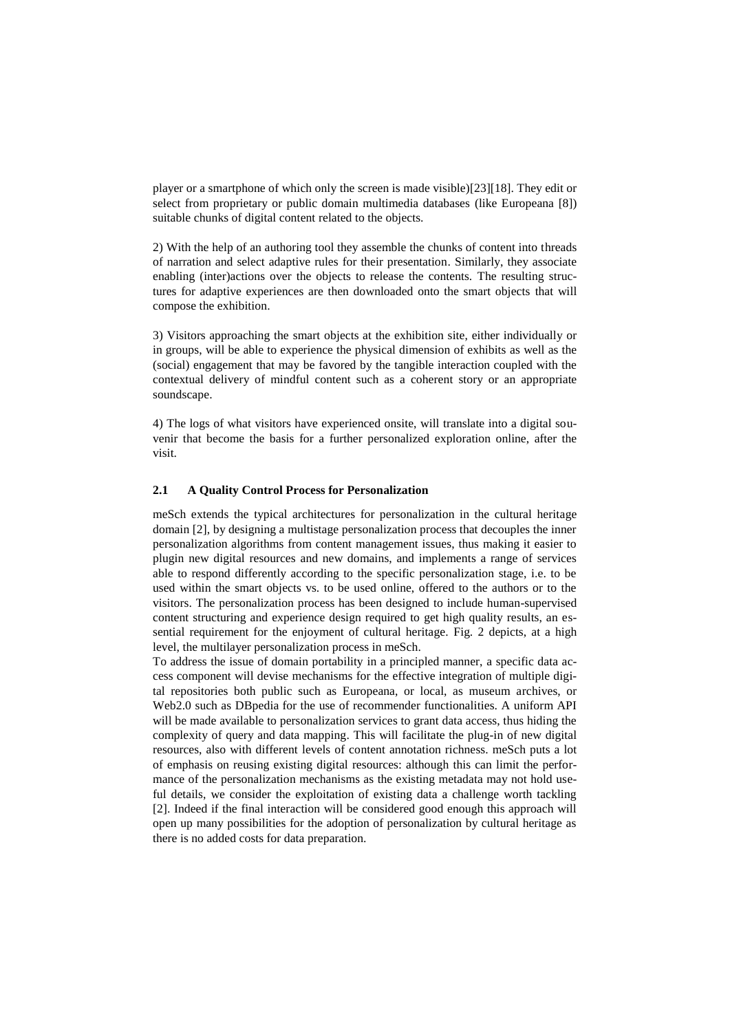player or a smartphone of which only the screen is made visible)[23][18]. They edit or select from proprietary or public domain multimedia databases (like Europeana [8]) suitable chunks of digital content related to the objects.

2) With the help of an authoring tool they assemble the chunks of content into threads of narration and select adaptive rules for their presentation. Similarly, they associate enabling (inter)actions over the objects to release the contents. The resulting structures for adaptive experiences are then downloaded onto the smart objects that will compose the exhibition.

3) Visitors approaching the smart objects at the exhibition site, either individually or in groups, will be able to experience the physical dimension of exhibits as well as the (social) engagement that may be favored by the tangible interaction coupled with the contextual delivery of mindful content such as a coherent story or an appropriate soundscape.

4) The logs of what visitors have experienced onsite, will translate into a digital souvenir that become the basis for a further personalized exploration online, after the visit.

### 2.1 A Quality Control Process for Personalization

meSch extends the typical architectures for personalization in the cultural heritage domain [2], by designing a multistage personalization process that decouples the inner personalization algorithms from content management issues, thus making it easier to plugin new digital resources and new domains, and implements a range of services able to respond differently according to the specific personalization stage, i.e. to be used within the smart objects vs. to be used online, offered to the authors or to the visitors. The personalization process has been designed to include human-supervised content structuring and experience design required to get high quality results, an essential requirement for the enjoyment of cultural heritage. Fig. 2 depicts, at a high level, the multilayer personalization process in meSch.

To address the issue of domain portability in a principled manner, a specific data access component will devise mechanisms for the effective integration of multiple digital repositories both public such as Europeana, or local, as museum archives, or Web2.0 such as DBpedia for the use of recommender functionalities. A uniform API will be made available to personalization services to grant data access, thus hiding the complexity of query and data mapping. This will facilitate the plug-in of new digital resources, also with different levels of content annotation richness. meSch puts a lot of emphasis on reusing existing digital resources: although this can limit the performance of the personalization mechanisms as the existing metadata may not hold useful details, we consider the exploitation of existing data a challenge worth tackling [2]. Indeed if the final interaction will be considered good enough this approach will open up many possibilities for the adoption of personalization by cultural heritage as there is no added costs for data preparation.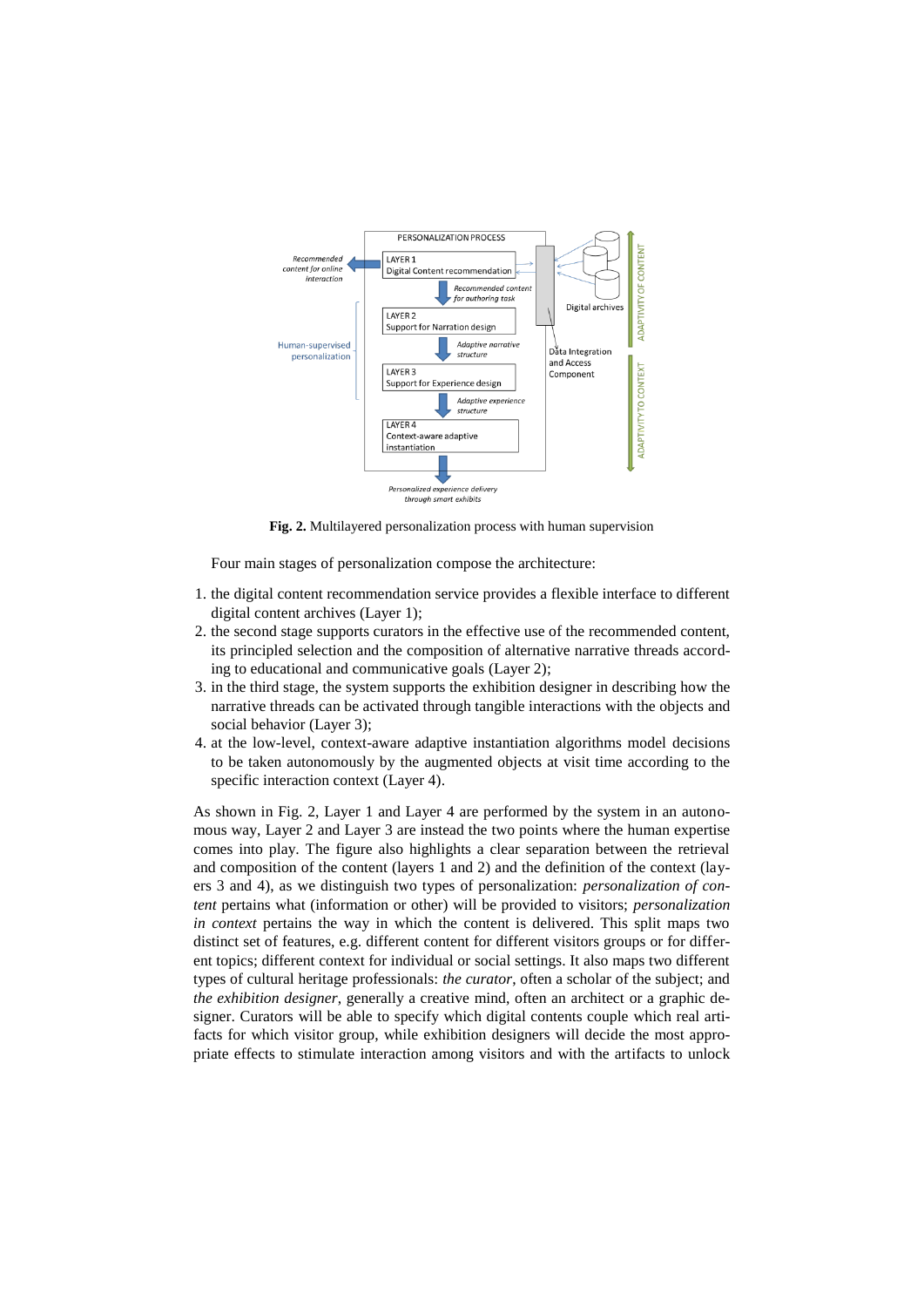**Fig. 2.** Multilayered personalization process with human supervision

Four main stages of personalization compose the architecture:

1. the digital content recommendation service provides a flexible interface to different digital content archives (Layer 1);
2. the second stage supports curators in the effective use of the recommended content, its principled selection and the composition of alternative narrative threads according to educational and communicative goals (Layer 2);
3. in the third stage, the system supports the exhibition designer in describing how the narrative threads can be activated through tangible interactions with the objects and social behavior (Layer 3);
4. at the low-level, context-aware adaptive instantiation algorithms model decisions to be taken autonomously by the augmented objects at visit time according to the specific interaction context (Layer 4).

As shown in Fig. 2, Layer 1 and Layer 4 are performed by the system in an autonomous way, Layer 2 and Layer 3 are instead the two points where the human expertise comes into play. The figure also highlights a clear separation between the retrieval and composition of the content (layers 1 and 2) and the definition of the context (layers 3 and 4), as we distinguish two types of personalization: *personalization of content* pertains what (information or other) will be provided to visitors; *personalization in context* pertains the way in which the content is delivered. This split maps two distinct set of features, e.g. different content for different visitors groups or for different topics; different context for individual or social settings. It also maps two different types of cultural heritage professionals: *the curator*, often a scholar of the subject; and *the exhibition designer*, generally a creative mind, often an architect or a graphic designer. Curators will be able to specify which digital contents couple which real artifacts for which visitor group, while exhibition designers will decide the most appropriate effects to stimulate interaction among visitors and with the artifacts to unlock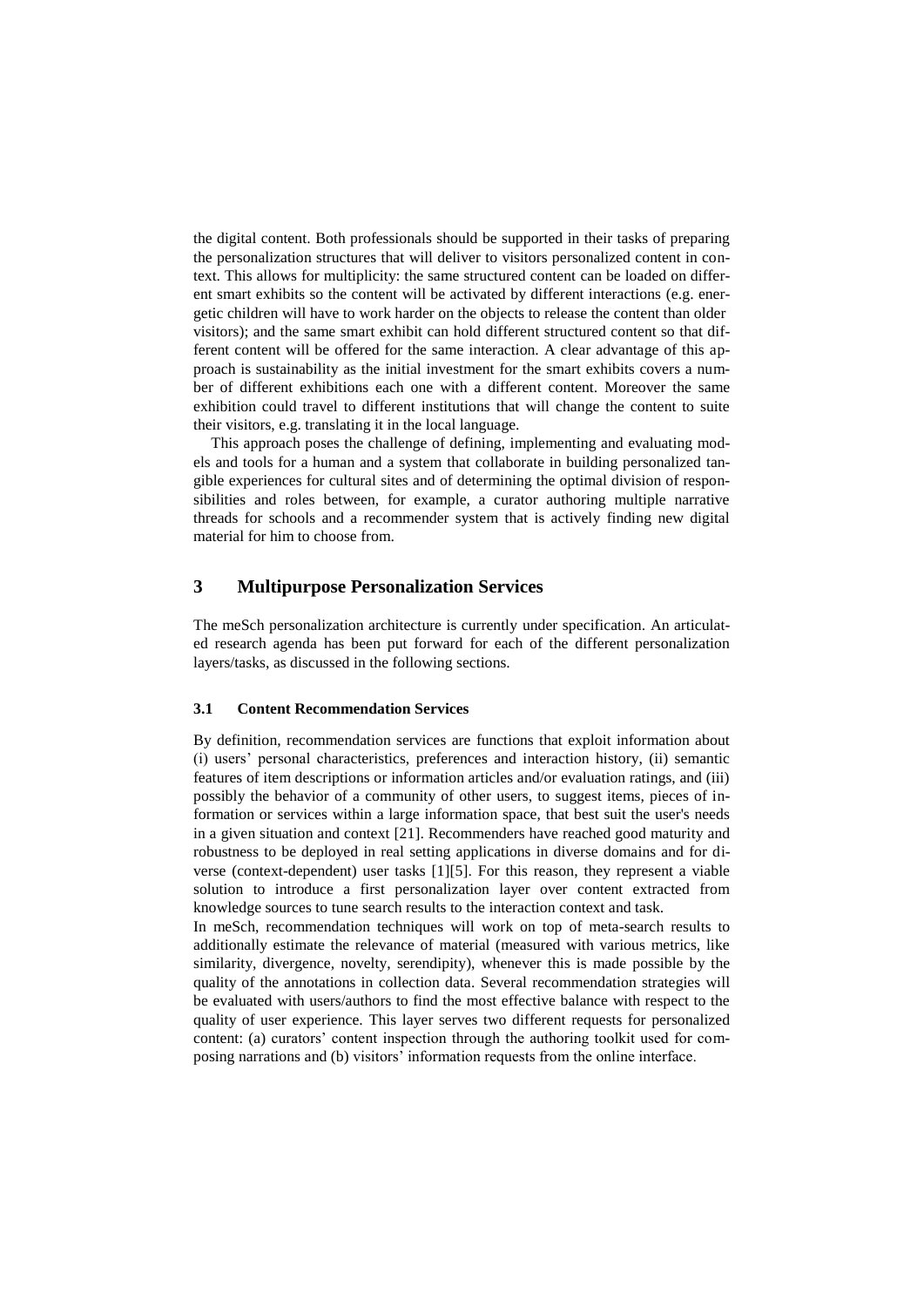the digital content. Both professionals should be supported in their tasks of preparing the personalization structures that will deliver to visitors personalized content in context. This allows for multiplicity: the same structured content can be loaded on different smart exhibits so the content will be activated by different interactions (e.g. energetic children will have to work harder on the objects to release the content than older visitors); and the same smart exhibit can hold different structured content so that different content will be offered for the same interaction. A clear advantage of this approach is sustainability as the initial investment for the smart exhibits covers a number of different exhibitions each one with a different content. Moreover the same exhibition could travel to different institutions that will change the content to suite their visitors, e.g. translating it in the local language.

This approach poses the challenge of defining, implementing and evaluating models and tools for a human and a system that collaborate in building personalized tangible experiences for cultural sites and of determining the optimal division of responsibilities and roles between, for example, a curator authoring multiple narrative threads for schools and a recommender system that is actively finding new digital material for him to choose from.

## 3 Multipurpose Personalization Services

The meSch personalization architecture is currently under specification. An articulated research agenda has been put forward for each of the different personalization layers/tasks, as discussed in the following sections.

### 3.1 Content Recommendation Services

By definition, recommendation services are functions that exploit information about (i) users' personal characteristics, preferences and interaction history, (ii) semantic features of item descriptions or information articles and/or evaluation ratings, and (iii) possibly the behavior of a community of other users, to suggest items, pieces of information or services within a large information space, that best suit the user's needs in a given situation and context [21]. Recommenders have reached good maturity and robustness to be deployed in real setting applications in diverse domains and for diverse (context-dependent) user tasks [1][5]. For this reason, they represent a viable solution to introduce a first personalization layer over content extracted from knowledge sources to tune search results to the interaction context and task.

In meSch, recommendation techniques will work on top of meta-search results to additionally estimate the relevance of material (measured with various metrics, like similarity, divergence, novelty, serendipity), whenever this is made possible by the quality of the annotations in collection data. Several recommendation strategies will be evaluated with users/authors to find the most effective balance with respect to the quality of user experience. This layer serves two different requests for personalized content: (a) curators' content inspection through the authoring toolkit used for composing narrations and (b) visitors' information requests from the online interface.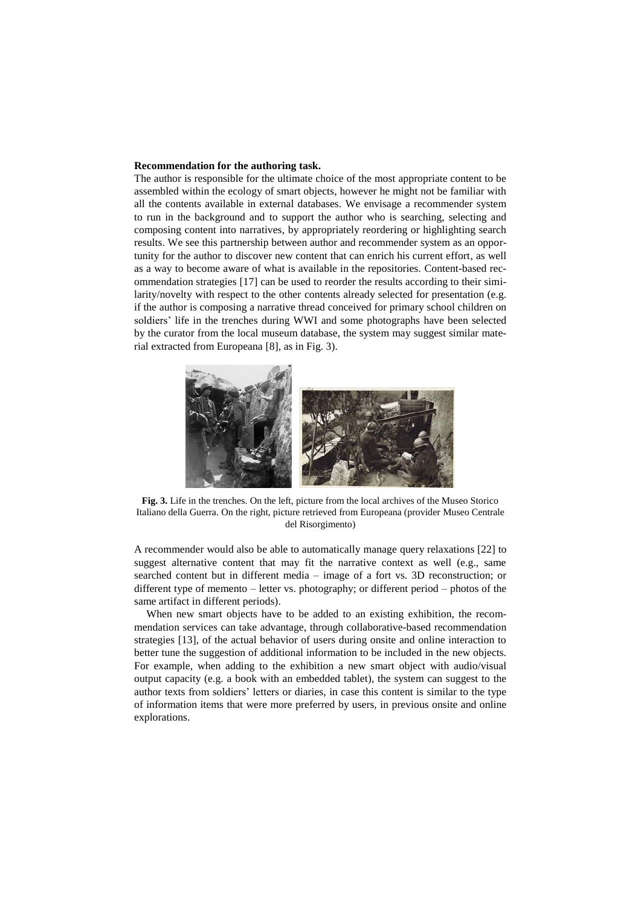**Recommendation for the authoring task.**

The author is responsible for the ultimate choice of the most appropriate content to be assembled within the ecology of smart objects, however he might not be familiar with all the contents available in external databases. We envisage a recommender system to run in the background and to support the author who is searching, selecting and composing content into narratives, by appropriately reordering or highlighting search results. We see this partnership between author and recommender system as an opportunity for the author to discover new content that can enrich his current effort, as well as a way to become aware of what is available in the repositories. Content-based recommendation strategies [17] can be used to reorder the results according to their similarity/novelty with respect to the other contents already selected for presentation (e.g. if the author is composing a narrative thread conceived for primary school children on soldiers' life in the trenches during WWI and some photographs have been selected by the curator from the local museum database, the system may suggest similar material extracted from Europeana [8], as in Fig. 3).

**Fig. 3.** Life in the trenches. On the left, picture from the local archives of the Museo Storico Italiano della Guerra. On the right, picture retrieved from Europeana (provider Museo Centrale del Risorgimento)

A recommender would also be able to automatically manage query relaxations [22] to suggest alternative content that may fit the narrative context as well (e.g., same searched content but in different media – image of a fort vs. 3D reconstruction; or different type of memento – letter vs. photography; or different period – photos of the same artifact in different periods).

When new smart objects have to be added to an existing exhibition, the recommendation services can take advantage, through collaborative-based recommendation strategies [13], of the actual behavior of users during onsite and online interaction to better tune the suggestion of additional information to be included in the new objects. For example, when adding to the exhibition a new smart object with audio/visual output capacity (e.g. a book with an embedded tablet), the system can suggest to the author texts from soldiers' letters or diaries, in case this content is similar to the type of information items that were more preferred by users, in previous onsite and online explorations.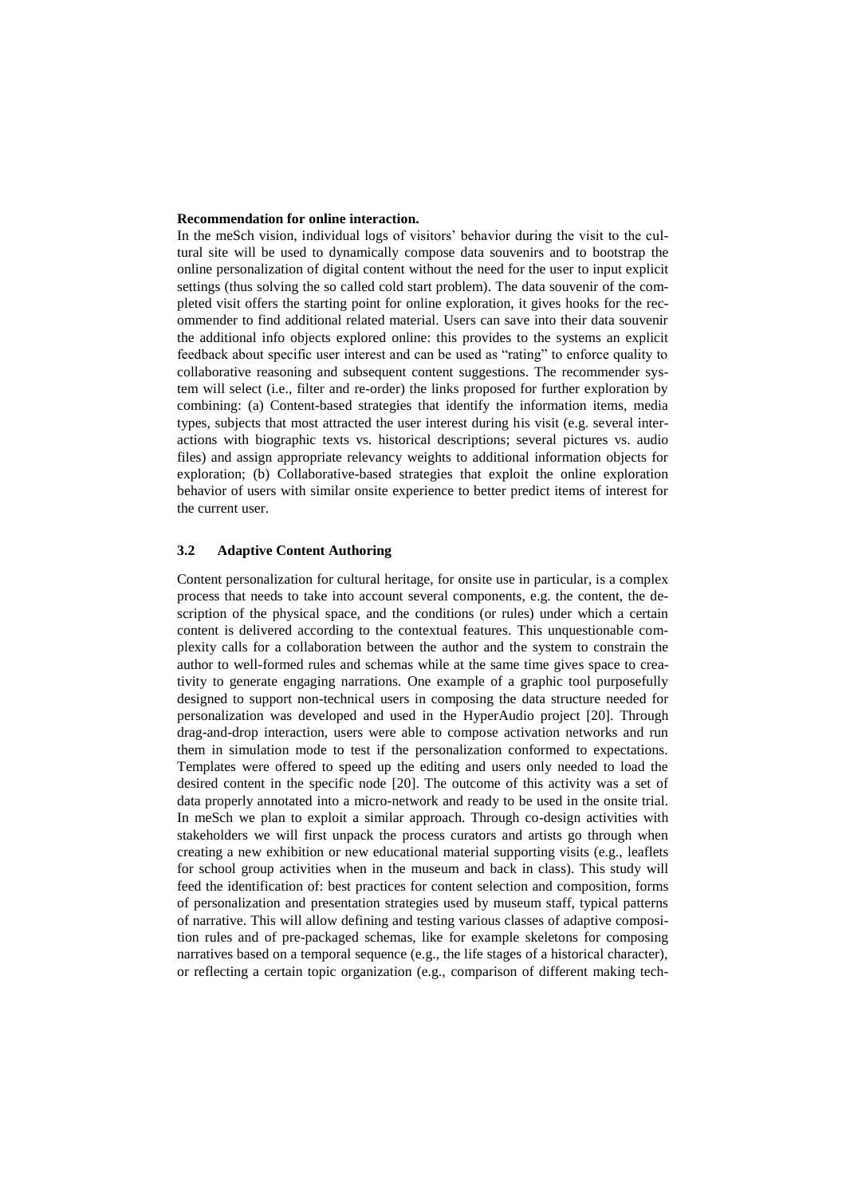**Recommendation for online interaction.**

In the meSch vision, individual logs of visitors' behavior during the visit to the cultural site will be used to dynamically compose data souvenirs and to bootstrap the online personalization of digital content without the need for the user to input explicit settings (thus solving the so called cold start problem). The data souvenir of the completed visit offers the starting point for online exploration, it gives hooks for the recommender to find additional related material. Users can save into their data souvenir the additional info objects explored online: this provides to the systems an explicit feedback about specific user interest and can be used as "rating" to enforce quality to collaborative reasoning and subsequent content suggestions. The recommender system will select (i.e., filter and re-order) the links proposed for further exploration by combining: (a) Content-based strategies that identify the information items, media types, subjects that most attracted the user interest during his visit (e.g. several interactions with biographic texts vs. historical descriptions; several pictures vs. audio files) and assign appropriate relevancy weights to additional information objects for exploration; (b) Collaborative-based strategies that exploit the online exploration behavior of users with similar onsite experience to better predict items of interest for the current user.

### 3.2 Adaptive Content Authoring

Content personalization for cultural heritage, for onsite use in particular, is a complex process that needs to take into account several components, e.g. the content, the description of the physical space, and the conditions (or rules) under which a certain content is delivered according to the contextual features. This unquestionable complexity calls for a collaboration between the author and the system to constrain the author to well-formed rules and schemas while at the same time gives space to creativity to generate engaging narrations. One example of a graphic tool purposefully designed to support non-technical users in composing the data structure needed for personalization was developed and used in the HyperAudio project [20]. Through drag-and-drop interaction, users were able to compose activation networks and run them in simulation mode to test if the personalization conformed to expectations. Templates were offered to speed up the editing and users only needed to load the desired content in the specific node [20]. The outcome of this activity was a set of data properly annotated into a micro-network and ready to be used in the onsite trial. In meSch we plan to exploit a similar approach. Through co-design activities with stakeholders we will first unpack the process curators and artists go through when creating a new exhibition or new educational material supporting visits (e.g., leaflets for school group activities when in the museum and back in class). This study will feed the identification of: best practices for content selection and composition, forms of personalization and presentation strategies used by museum staff, typical patterns of narrative. This will allow defining and testing various classes of adaptive composition rules and of pre-packaged schemas, like for example skeletons for composing narratives based on a temporal sequence (e.g., the life stages of a historical character), or reflecting a certain topic organization (e.g., comparison of different making tech-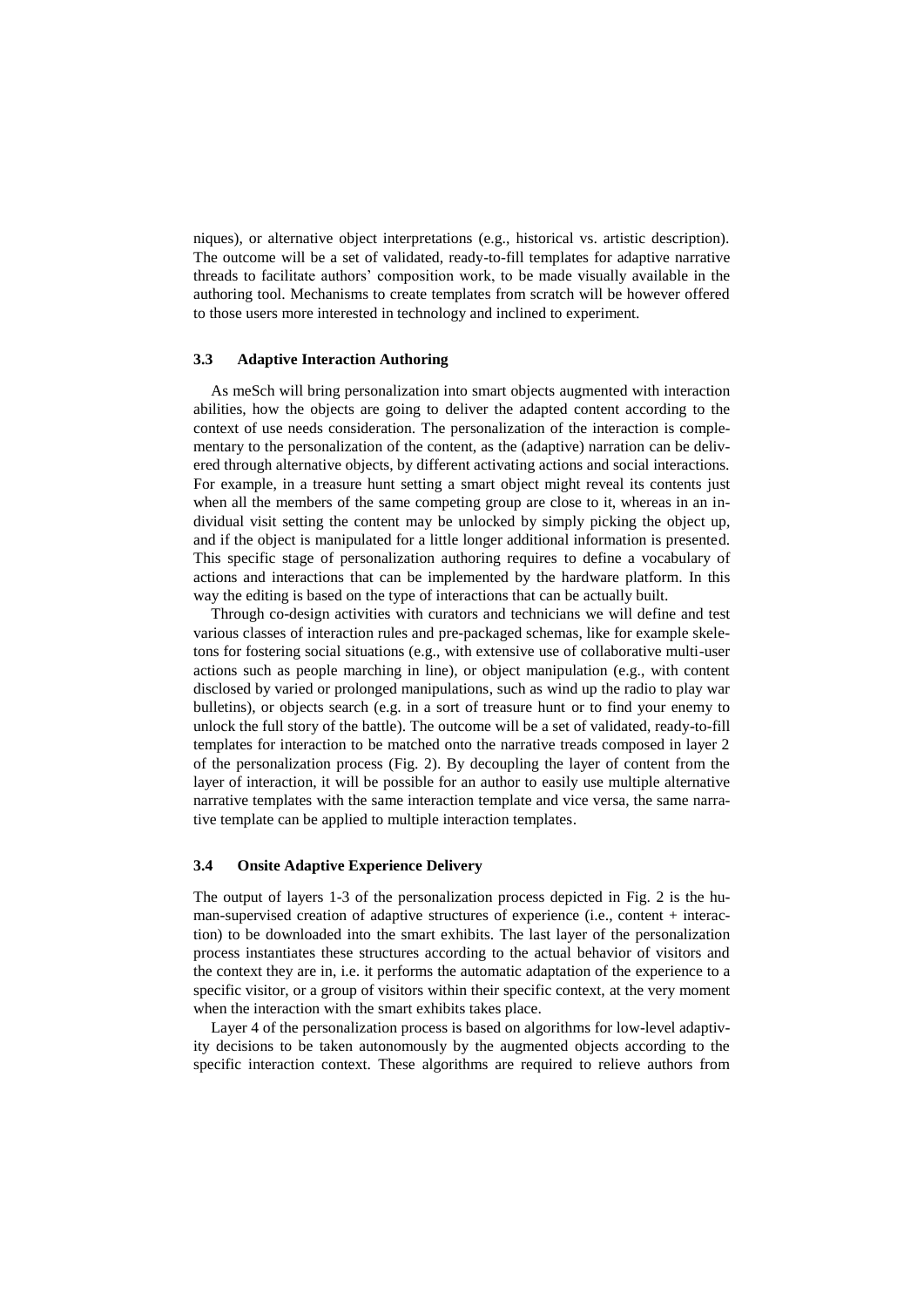niques), or alternative object interpretations (e.g., historical vs. artistic description). The outcome will be a set of validated, ready-to-fill templates for adaptive narrative threads to facilitate authors' composition work, to be made visually available in the authoring tool. Mechanisms to create templates from scratch will be however offered to those users more interested in technology and inclined to experiment.

### 3.3 Adaptive Interaction Authoring

As meSch will bring personalization into smart objects augmented with interaction abilities, how the objects are going to deliver the adapted content according to the context of use needs consideration. The personalization of the interaction is complementary to the personalization of the content, as the (adaptive) narration can be delivered through alternative objects, by different activating actions and social interactions. For example, in a treasure hunt setting a smart object might reveal its contents just when all the members of the same competing group are close to it, whereas in an individual visit setting the content may be unlocked by simply picking the object up, and if the object is manipulated for a little longer additional information is presented. This specific stage of personalization authoring requires to define a vocabulary of actions and interactions that can be implemented by the hardware platform. In this way the editing is based on the type of interactions that can be actually built.

Through co-design activities with curators and technicians we will define and test various classes of interaction rules and pre-packaged schemas, like for example skeletons for fostering social situations (e.g., with extensive use of collaborative multi-user actions such as people marching in line), or object manipulation (e.g., with content disclosed by varied or prolonged manipulations, such as wind up the radio to play war bulletins), or objects search (e.g. in a sort of treasure hunt or to find your enemy to unlock the full story of the battle). The outcome will be a set of validated, ready-to-fill templates for interaction to be matched onto the narrative treads composed in layer 2 of the personalization process (Fig. 2). By decoupling the layer of content from the layer of interaction, it will be possible for an author to easily use multiple alternative narrative templates with the same interaction template and vice versa, the same narrative template can be applied to multiple interaction templates.

### 3.4 Onsite Adaptive Experience Delivery

The output of layers 1-3 of the personalization process depicted in Fig. 2 is the human-supervised creation of adaptive structures of experience (i.e., content + interaction) to be downloaded into the smart exhibits. The last layer of the personalization process instantiates these structures according to the actual behavior of visitors and the context they are in, i.e. it performs the automatic adaptation of the experience to a specific visitor, or a group of visitors within their specific context, at the very moment when the interaction with the smart exhibits takes place.

Layer 4 of the personalization process is based on algorithms for low-level adaptivity decisions to be taken autonomously by the augmented objects according to the specific interaction context. These algorithms are required to relieve authors from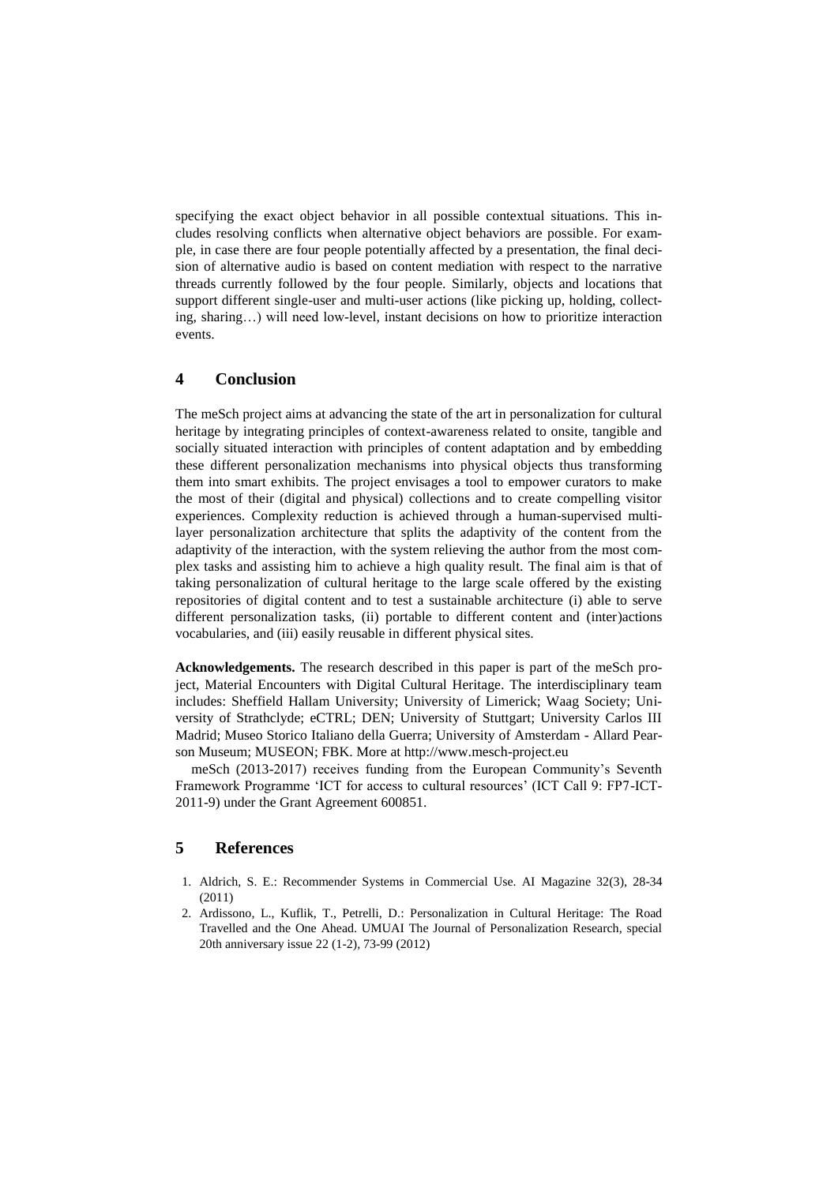specifying the exact object behavior in all possible contextual situations. This includes resolving conflicts when alternative object behaviors are possible. For example, in case there are four people potentially affected by a presentation, the final decision of alternative audio is based on content mediation with respect to the narrative threads currently followed by the four people. Similarly, objects and locations that support different single-user and multi-user actions (like picking up, holding, collecting, sharing…) will need low-level, instant decisions on how to prioritize interaction events.

## 4 Conclusion

The meSch project aims at advancing the state of the art in personalization for cultural heritage by integrating principles of context-awareness related to onsite, tangible and socially situated interaction with principles of content adaptation and by embedding these different personalization mechanisms into physical objects thus transforming them into smart exhibits. The project envisages a tool to empower curators to make the most of their (digital and physical) collections and to create compelling visitor experiences. Complexity reduction is achieved through a human-supervised multi-layer personalization architecture that splits the adaptivity of the content from the adaptivity of the interaction, with the system relieving the author from the most complex tasks and assisting him to achieve a high quality result. The final aim is that of taking personalization of cultural heritage to the large scale offered by the existing repositories of digital content and to test a sustainable architecture (i) able to serve different personalization tasks, (ii) portable to different content and (inter)actions vocabularies, and (iii) easily reusable in different physical sites.

**Acknowledgements.** The research described in this paper is part of the meSch project, Material Encounters with Digital Cultural Heritage. The interdisciplinary team includes: Sheffield Hallam University; University of Limerick; Waag Society; University of Strathclyde; eCTRL; DEN; University of Stuttgart; University Carlos III Madrid; Museo Storico Italiano della Guerra; University of Amsterdam - Allard Pearson Museum; MUSEON; FBK. More at http://www.mesch-project.eu

meSch (2013-2017) receives funding from the European Community's Seventh Framework Programme 'ICT for access to cultural resources' (ICT Call 9: FP7-ICT-2011-9) under the Grant Agreement 600851.

## 5 References

1. Aldrich, S. E.: Recommender Systems in Commercial Use. AI Magazine 32(3), 28-34 (2011)
2. Ardissono, L., Kuflik, T., Petrelli, D.: Personalization in Cultural Heritage: The Road Travelled and the One Ahead. UMUAI The Journal of Personalization Research, special 20th anniversary issue 22 (1-2), 73-99 (2012)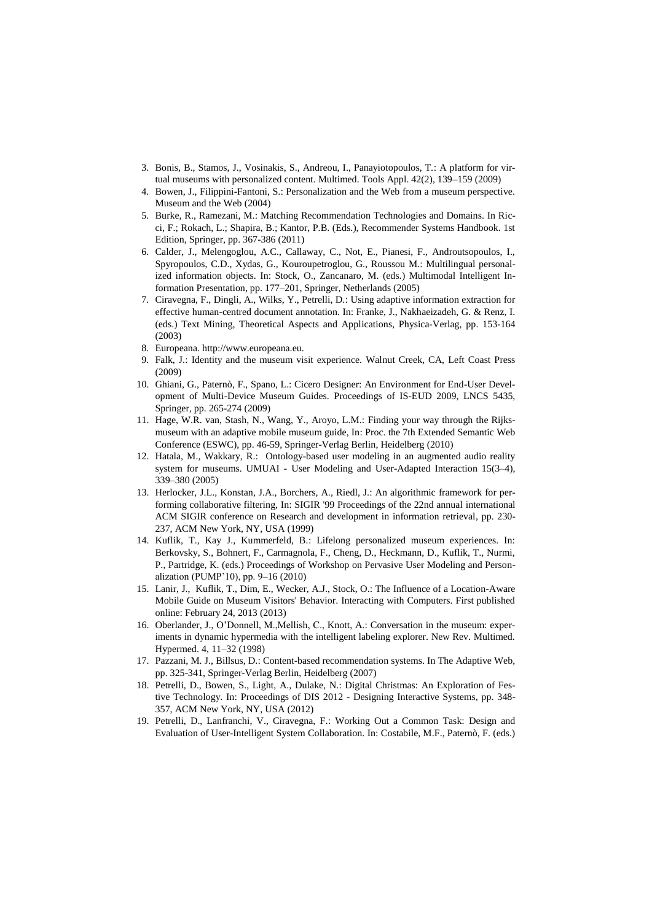3. Bonis, B., Stamos, J., Vosinakis, S., Andreou, I., Panayiotopoulos, T.: A platform for virtual museums with personalized content. Multimed. Tools Appl. 42(2), 139–159 (2009)
4. Bowen, J., Filippini-Fantoni, S.: Personalization and the Web from a museum perspective. Museum and the Web (2004)
5. Burke, R., Ramezani, M.: Matching Recommendation Technologies and Domains. In Ricci, F.; Rokach, L.; Shapira, B.; Kantor, P.B. (Eds.), Recommender Systems Handbook. 1st Edition, Springer, pp. 367-386 (2011)
6. Calder, J., Melengoglou, A.C., Callaway, C., Not, E., Pianesi, F., Androutsopoulos, I., Spyropoulos, C.D., Xydas, G., Kouroupetroglou, G., Roussou M.: Multilingual personalized information objects. In: Stock, O., Zancanaro, M. (eds.) Multimodal Intelligent Information Presentation, pp. 177–201, Springer, Netherlands (2005)
7. Ciravegna, F., Dingli, A., Wilks, Y., Petrelli, D.: Using adaptive information extraction for effective human-centred document annotation. In: Franke, J., Nakhaeizadeh, G. & Renz, I. (eds.) Text Mining, Theoretical Aspects and Applications, Physica-Verlag, pp. 153-164 (2003)
8. Europeana. http://www.europeana.eu.
9. Falk, J.: Identity and the museum visit experience. Walnut Creek, CA, Left Coast Press (2009)
10. Ghiani, G., Paternò, F., Spano, L.: Cicero Designer: An Environment for End-User Development of Multi-Device Museum Guides. Proceedings of IS-EUD 2009, LNCS 5435, Springer, pp. 265-274 (2009)
11. Hage, W.R. van, Stash, N., Wang, Y., Aroyo, L.M.: Finding your way through the Rijksmuseum with an adaptive mobile museum guide, In: Proc. the 7th Extended Semantic Web Conference (ESWC), pp. 46-59, Springer-Verlag Berlin, Heidelberg (2010)
12. Hatala, M., Wakkary, R.: Ontology-based user modeling in an augmented audio reality system for museums. UMUAI - User Modeling and User-Adapted Interaction 15(3–4), 339–380 (2005)
13. Herlocker, J.L., Konstan, J.A., Borchers, A., Riedl, J.: An algorithmic framework for performing collaborative filtering, In: SIGIR '99 Proceedings of the 22nd annual international ACM SIGIR conference on Research and development in information retrieval, pp. 230-237, ACM New York, NY, USA (1999)
14. Kuflik, T., Kay J., Kummerfeld, B.: Lifelong personalized museum experiences. In: Berkovsky, S., Bohnert, F., Carmagnola, F., Cheng, D., Heckmann, D., Kuflik, T., Nurmi, P., Partridge, K. (eds.) Proceedings of Workshop on Pervasive User Modeling and Personalization (PUMP'10), pp. 9–16 (2010)
15. Lanir, J., Kuflik, T., Dim, E., Wecker, A.J., Stock, O.: The Influence of a Location-Aware Mobile Guide on Museum Visitors' Behavior. Interacting with Computers. First published online: February 24, 2013 (2013)
16. Oberlander, J., O'Donnell, M.,Mellish, C., Knott, A.: Conversation in the museum: experiments in dynamic hypermedia with the intelligent labeling explorer. New Rev. Multimed. Hypermed. 4, 11–32 (1998)
17. Pazzani, M. J., Billsus, D.: Content-based recommendation systems. In The Adaptive Web, pp. 325-341, Springer-Verlag Berlin, Heidelberg (2007)
18. Petrelli, D., Bowen, S., Light, A., Dulake, N.: Digital Christmas: An Exploration of Festive Technology. In: Proceedings of DIS 2012 - Designing Interactive Systems, pp. 348-357, ACM New York, NY, USA (2012)
19. Petrelli, D., Lanfranchi, V., Ciravegna, F.: Working Out a Common Task: Design and Evaluation of User-Intelligent System Collaboration. In: Costabile, M.F., Paternò, F. (eds.)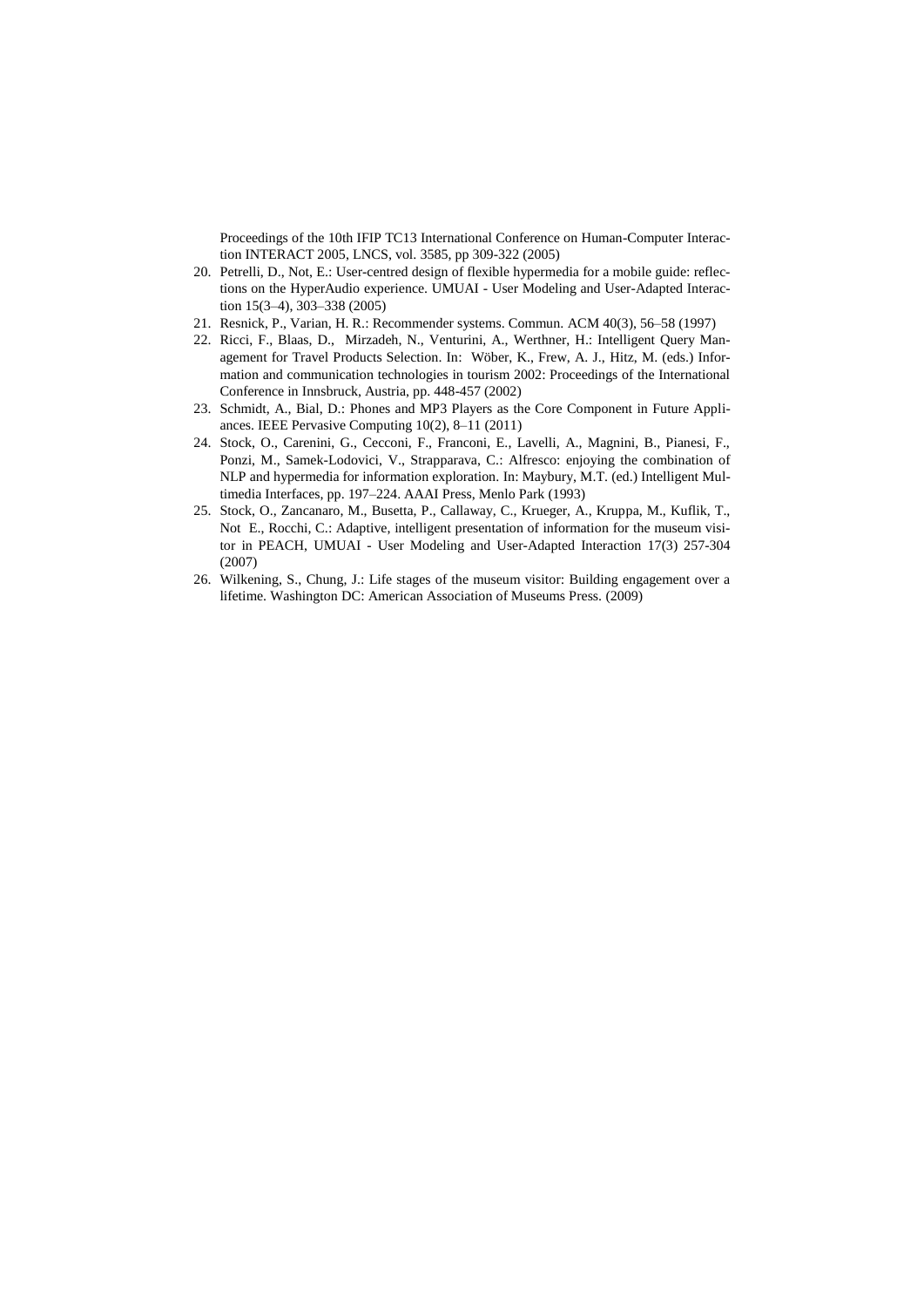Proceedings of the 10th IFIP TC13 International Conference on Human-Computer Interaction INTERACT 2005, LNCS, vol. 3585, pp 309-322 (2005)

20. Petrelli, D., Not, E.: User-centred design of flexible hypermedia for a mobile guide: reflections on the HyperAudio experience. UMUAI - User Modeling and User-Adapted Interaction 15(3–4), 303–338 (2005)
21. Resnick, P., Varian, H. R.: Recommender systems. Commun. ACM 40(3), 56–58 (1997)
22. Ricci, F., Blaas, D., Mirzadeh, N., Venturini, A., Werthner, H.: Intelligent Query Management for Travel Products Selection. In: Wöber, K., Frew, A. J., Hitz, M. (eds.) Information and communication technologies in tourism 2002: Proceedings of the International Conference in Innsbruck, Austria, pp. 448-457 (2002)
23. Schmidt, A., Bial, D.: Phones and MP3 Players as the Core Component in Future Appliances. IEEE Pervasive Computing 10(2), 8–11 (2011)
24. Stock, O., Carenini, G., Cecconi, F., Franconi, E., Lavelli, A., Magnini, B., Pianesi, F., Ponzi, M., Samek-Lodovici, V., Strapparava, C.: Alfresco: enjoying the combination of NLP and hypermedia for information exploration. In: Maybury, M.T. (ed.) Intelligent Multimedia Interfaces, pp. 197–224. AAAI Press, Menlo Park (1993)
25. Stock, O., Zancanaro, M., Busetta, P., Callaway, C., Krueger, A., Kruppa, M., Kuflik, T., Not E., Rocchi, C.: Adaptive, intelligent presentation of information for the museum visitor in PEACH, UMUAI - User Modeling and User-Adapted Interaction 17(3) 257-304 (2007)
26. Wilkening, S., Chung, J.: Life stages of the museum visitor: Building engagement over a lifetime. Washington DC: American Association of Museums Press. (2009)